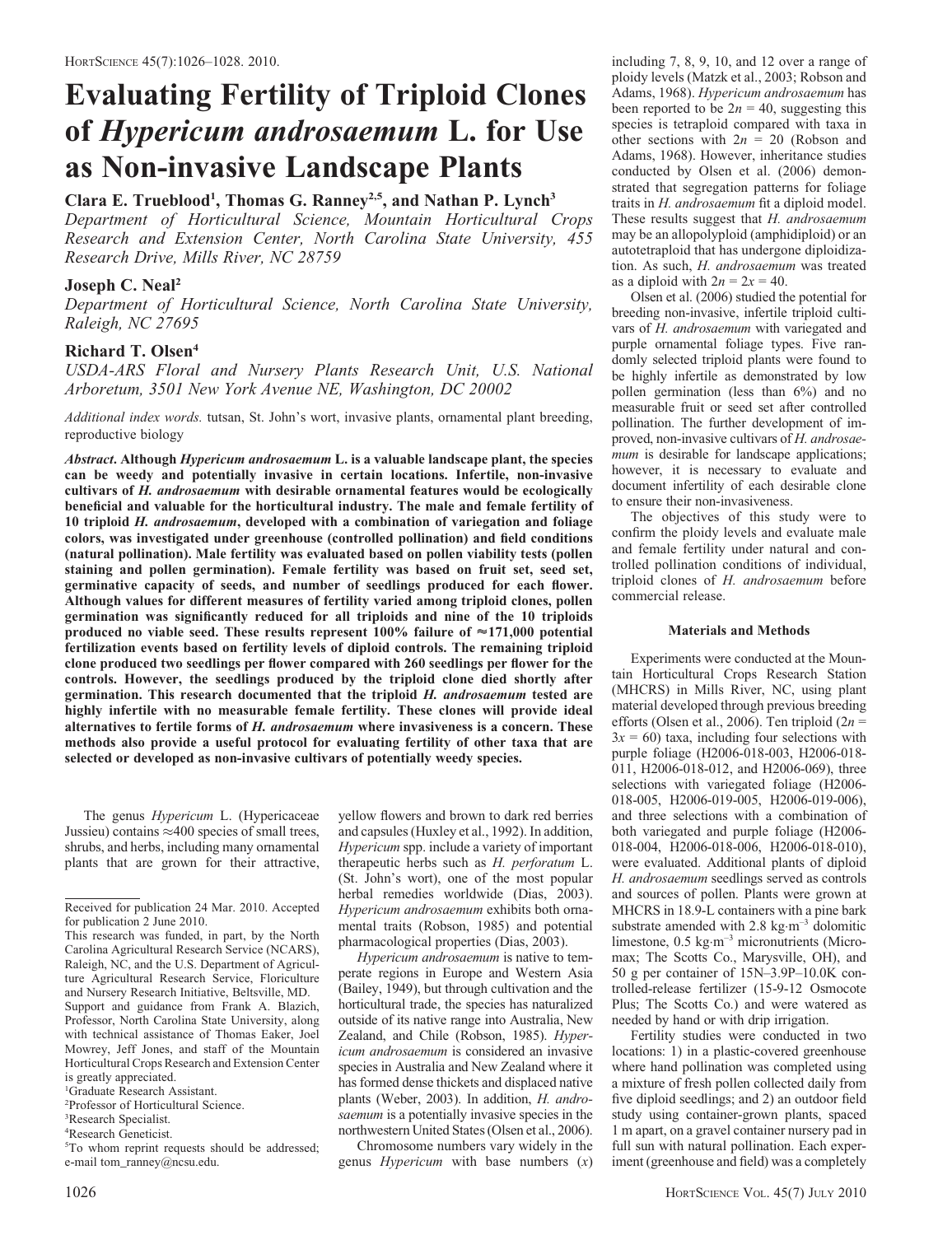# Evaluating Fertility of Triploid Clones of *Hypericum androsaemum* L. for Use as Non-invasive Landscape Plants

**Clara E. Trueblood[1], Thomas G. Ranney[2,5], and Nathan P. Lynch[3]**

*Department of Horticultural Science, Mountain Horticultural Crops Research and Extension Center, North Carolina State University, 455 Research Drive, Mills River, NC 28759*

**Joseph C. Neal[2]**

*Department of Horticultural Science, North Carolina State University, Raleigh, NC 27695*

**Richard T. Olsen[4]**

*USDA-ARS Floral and Nursery Plants Research Unit, U.S. National Arboretum, 3501 New York Avenue NE, Washington, DC 20002*

*Additional index words.* tutsan, St. John's wort, invasive plants, ornamental plant breeding, reproductive biology

***Abstract*. Although *Hypericum androsaemum* L. is a valuable landscape plant, the species can be weedy and potentially invasive in certain locations. Infertile, non-invasive cultivars of *H. androsaemum* with desirable ornamental features would be ecologically beneficial and valuable for the horticultural industry. The male and female fertility of 10 triploid *H. androsaemum*, developed with a combination of variegation and foliage colors, was investigated under greenhouse (controlled pollination) and field conditions (natural pollination). Male fertility was evaluated based on pollen viability tests (pollen staining and pollen germination). Female fertility was based on fruit set, seed set, germinative capacity of seeds, and number of seedlings produced for each flower. Although values for different measures of fertility varied among triploid clones, pollen germination was significantly reduced for all triploids and nine of the 10 triploids produced no viable seed. These results represent 100% failure of ≈171,000 potential fertilization events based on fertility levels of diploid controls. The remaining triploid clone produced two seedlings per flower compared with 260 seedlings per flower for the controls. However, the seedlings produced by the triploid clone died shortly after germination. This research documented that the triploid *H. androsaemum* tested are highly infertile with no measurable female fertility. These clones will provide ideal alternatives to fertile forms of *H. androsaemum* where invasiveness is a concern. These methods also provide a useful protocol for evaluating fertility of other taxa that are selected or developed as non-invasive cultivars of potentially weedy species.**

The genus *Hypericum* L. (Hypericaceae Jussieu) contains ≈400 species of small trees, shrubs, and herbs, including many ornamental plants that are grown for their attractive, yellow flowers and brown to dark red berries and capsules (Huxley et al., 1992). In addition, *Hypericum* spp. include a variety of important therapeutic herbs such as *H. perforatum* L. (St. John's wort), one of the most popular herbal remedies worldwide (Dias, 2003). *Hypericum androsaemum* exhibits both ornamental traits (Robson, 1985) and potential pharmacological properties (Dias, 2003).

*Hypericum androsaemum* is native to temperate regions in Europe and Western Asia (Bailey, 1949), but through cultivation and the horticultural trade, the species has naturalized outside of its native range into Australia, New Zealand, and Chile (Robson, 1985). *Hypericum androsaemum* is considered an invasive species in Australia and New Zealand where it has formed dense thickets and displaced native plants (Weber, 2003). In addition, *H. androsaemum* is a potentially invasive species in the northwestern United States (Olsen et al., 2006).

Chromosome numbers vary widely in the genus *Hypericum* with base numbers ($x$) including 7, 8, 9, 10, and 12 over a range of ploidy levels (Matzk et al., 2003; Robson and Adams, 1968). *Hypericum androsaemum* has been reported to be $2n = 40$, suggesting this species is tetraploid compared with taxa in other sections with $2n = 20$ (Robson and Adams, 1968). However, inheritance studies conducted by Olsen et al. (2006) demonstrated that segregation patterns for foliage traits in *H. androsaemum* fit a diploid model. These results suggest that *H. androsaemum* may be an allopolyploid (amphidiploid) or an autotetraploid that has undergone diploidization. As such, *H. androsaemum* was treated as a diploid with $2n = 2x = 40$.

Olsen et al. (2006) studied the potential for breeding non-invasive, infertile triploid cultivars of *H. androsaemum* with variegated and purple ornamental foliage types. Five randomly selected triploid plants were found to be highly infertile as demonstrated by low pollen germination (less than 6%) and no measurable fruit or seed set after controlled pollination. The further development of improved, non-invasive cultivars of *H. androsaemum* is desirable for landscape applications; however, it is necessary to evaluate and document infertility of each desirable clone to ensure their non-invasiveness.

The objectives of this study were to confirm the ploidy levels and evaluate male and female fertility under natural and controlled pollination conditions of individual, triploid clones of *H. androsaemum* before commercial release.

## Materials and Methods

Experiments were conducted at the Mountain Horticultural Crops Research Station (MHCRS) in Mills River, NC, using plant material developed through previous breeding efforts (Olsen et al., 2006). Ten triploid ($2n = 3x = 60$) taxa, including four selections with purple foliage (H2006-018-003, H2006-018-011, H2006-018-012, and H2006-069), three selections with variegated foliage (H2006-018-005, H2006-019-005, H2006-019-006), and three selections with a combination of both variegated and purple foliage (H2006-018-004, H2006-018-006, H2006-018-010), were evaluated. Additional plants of diploid *H. androsaemum* seedlings served as controls and sources of pollen. Plants were grown at MHCRS in 18.9-L containers with a pine bark substrate amended with 2.8 kg·m$^{-3}$ dolomitic limestone, 0.5 kg·m$^{-3}$ micronutrients (Micromax; The Scotts Co., Marysville, OH), and 50 g per container of 15N–3.9P–10.0K controlled-release fertilizer (15-9-12 Osmocote Plus; The Scotts Co.) and were watered as needed by hand or with drip irrigation.

Fertility studies were conducted in two locations: 1) in a plastic-covered greenhouse where hand pollination was completed using a mixture of fresh pollen collected daily from five diploid seedlings; and 2) an outdoor field study using container-grown plants, spaced 1 m apart, on a gravel container nursery pad in full sun with natural pollination. Each experiment (greenhouse and field) was a completely

---

Received for publication 24 Mar. 2010. Accepted for publication 2 June 2010.

This research was funded, in part, by the North Carolina Agricultural Research Service (NCARS), Raleigh, NC, and the U.S. Department of Agriculture Agricultural Research Service, Floriculture and Nursery Research Initiative, Beltsville, MD.

Support and guidance from Frank A. Blazich, Professor, North Carolina State University, along with technical assistance of Thomas Eaker, Joel Mowrey, Jeff Jones, and staff of the Mountain Horticultural Crops Research and Extension Center is greatly appreciated.

[1]Graduate Research Assistant.

[2]Professor of Horticultural Science.

[3]Research Specialist.

[4]Research Geneticist.

[5]To whom reprint requests should be addressed; e-mail tom_ranney@ncsu.edu.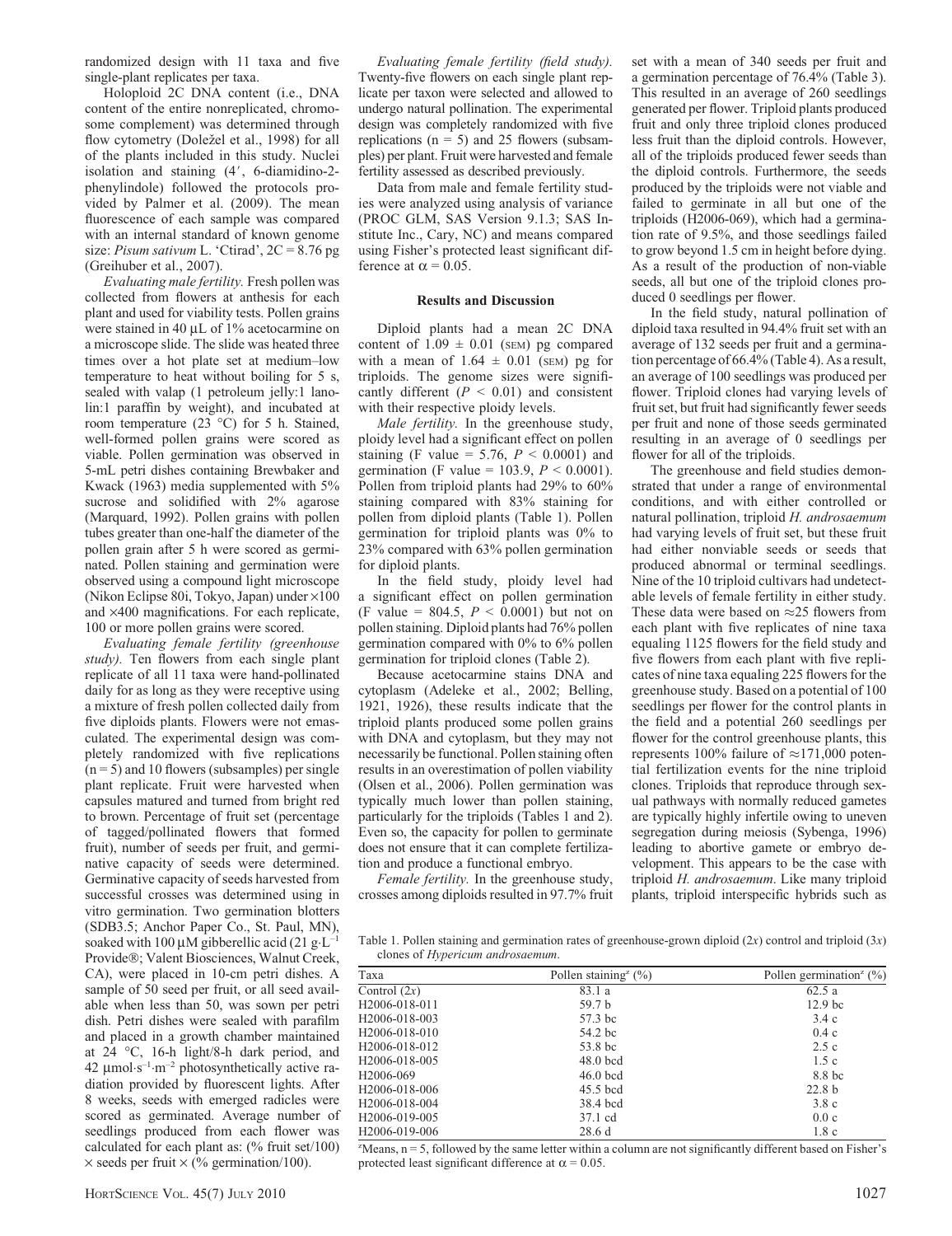randomized design with 11 taxa and five single-plant replicates per taxa.

Holoploid 2C DNA content (i.e., DNA content of the entire nonreplicated, chromosome complement) was determined through flow cytometry (Doležel et al., 1998) for all of the plants included in this study. Nuclei isolation and staining (4′, 6-diamidino-2-phenylindole) followed the protocols provided by Palmer et al. (2009). The mean fluorescence of each sample was compared with an internal standard of known genome size: *Pisum sativum* L. 'Ctirad', 2C = 8.76 pg (Greihuber et al., 2007).

*Evaluating male fertility.* Fresh pollen was collected from flowers at anthesis for each plant and used for viability tests. Pollen grains were stained in 40 μL of 1% acetocarmine on a microscope slide. The slide was heated three times over a hot plate set at medium–low temperature to heat without boiling for 5 s, sealed with valap (1 petroleum jelly:1 lanolin:1 paraffin by weight), and incubated at room temperature (23 °C) for 5 h. Stained, well-formed pollen grains were scored as viable. Pollen germination was observed in 5-mL petri dishes containing Brewbaker and Kwack (1963) media supplemented with 5% sucrose and solidified with 2% agarose (Marquard, 1992). Pollen grains with pollen tubes greater than one-half the diameter of the pollen grain after 5 h were scored as germinated. Pollen staining and germination were observed using a compound light microscope (Nikon Eclipse 80i, Tokyo, Japan) under ×100 and ×400 magnifications. For each replicate, 100 or more pollen grains were scored.

*Evaluating female fertility (greenhouse study).* Ten flowers from each single plant replicate of all 11 taxa were hand-pollinated daily for as long as they were receptive using a mixture of fresh pollen collected daily from five diploids plants. Flowers were not emasculated. The experimental design was completely randomized with five replications (n = 5) and 10 flowers (subsamples) per single plant replicate. Fruit were harvested when capsules matured and turned from bright red to brown. Percentage of fruit set (percentage of tagged/pollinated flowers that formed fruit), number of seeds per fruit, and germinative capacity of seeds were determined. Germinative capacity of seeds harvested from successful crosses was determined using in vitro germination. Two germination blotters (SDB3.5; Anchor Paper Co., St. Paul, MN), soaked with 100 μM gibberellic acid (21 $g \cdot L^{-1}$ Provide®; Valent Biosciences, Walnut Creek, CA), were placed in 10-cm petri dishes. A sample of 50 seed per fruit, or all seed available when less than 50, was sown per petri dish. Petri dishes were sealed with parafilm and placed in a growth chamber maintained at 24 °C, 16-h light/8-h dark period, and 42 $\mu mol \cdot s^{-1} \cdot m^{-2}$ photosynthetically active radiation provided by fluorescent lights. After 8 weeks, seeds with emerged radicles were scored as germinated. Average number of seedlings produced from each flower was calculated for each plant as: (% fruit set/100) × seeds per fruit × (% germination/100).

*Evaluating female fertility (field study).* Twenty-five flowers on each single plant replicate per taxon were selected and allowed to undergo natural pollination. The experimental design was completely randomized with five replications (n = 5) and 25 flowers (subsamples) per plant. Fruit were harvested and female fertility assessed as described previously.

Data from male and female fertility studies were analyzed using analysis of variance (PROC GLM, SAS Version 9.1.3; SAS Institute Inc., Cary, NC) and means compared using Fisher's protected least significant difference at $\alpha = 0.05$.

## Results and Discussion

Diploid plants had a mean 2C DNA content of 1.09 ± 0.01 (SEM) pg compared with a mean of 1.64 ± 0.01 (SEM) pg for triploids. The genome sizes were significantly different ($P < 0.01$) and consistent with their respective ploidy levels.

*Male fertility.* In the greenhouse study, ploidy level had a significant effect on pollen staining (F value = 5.76, $P < 0.0001$) and germination (F value = 103.9, $P < 0.0001$). Pollen from triploid plants had 29% to 60% staining compared with 83% staining for pollen from diploid plants (Table 1). Pollen germination for triploid plants was 0% to 23% compared with 63% pollen germination for diploid plants.

In the field study, ploidy level had a significant effect on pollen germination (F value = 804.5, $P < 0.0001$) but not on pollen staining. Diploid plants had 76% pollen germination compared with 0% to 6% pollen germination for triploid clones (Table 2).

Because acetocarmine stains DNA and cytoplasm (Adeleke et al., 2002; Belling, 1921, 1926), these results indicate that the triploid plants produced some pollen grains with DNA and cytoplasm, but they may not necessarily be functional. Pollen staining often results in an overestimation of pollen viability (Olsen et al., 2006). Pollen germination was typically much lower than pollen staining, particularly for the triploids (Tables 1 and 2). Even so, the capacity for pollen to germinate does not ensure that it can complete fertilization and produce a functional embryo.

*Female fertility.* In the greenhouse study, crosses among diploids resulted in 97.7% fruit set with a mean of 340 seeds per fruit and a germination percentage of 76.4% (Table 3). This resulted in an average of 260 seedlings generated per flower. Triploid plants produced fruit and only three triploid clones produced less fruit than the diploid controls. However, all of the triploids produced fewer seeds than the diploid controls. Furthermore, the seeds produced by the triploids were not viable and failed to germinate in all but one of the triploids (H2006-069), which had a germination rate of 9.5%, and those seedlings failed to grow beyond 1.5 cm in height before dying. As a result of the production of non-viable seeds, all but one of the triploid clones produced 0 seedlings per flower.

In the field study, natural pollination of diploid taxa resulted in 94.4% fruit set with an average of 132 seeds per fruit and a germination percentage of 66.4% (Table 4). As a result, an average of 100 seedlings was produced per flower. Triploid clones had varying levels of fruit set, but fruit had significantly fewer seeds per fruit and none of those seeds germinated resulting in an average of 0 seedlings per flower for all of the triploids.

The greenhouse and field studies demonstrated that under a range of environmental conditions, and with either controlled or natural pollination, triploid *H. androsaemum* had varying levels of fruit set, but these fruit had either nonviable seeds or seeds that produced abnormal or terminal seedlings. Nine of the 10 triploid cultivars had undetectable levels of female fertility in either study. These data were based on ≈25 flowers from each plant with five replicates of nine taxa equaling 1125 flowers for the field study and five flowers from each plant with five replicates of nine taxa equaling 225 flowers for the greenhouse study. Based on a potential of 100 seedlings per flower for the control plants in the field and a potential 260 seedlings per flower for the control greenhouse plants, this represents 100% failure of ≈171,000 potential fertilization events for the nine triploid clones. Triploids that reproduce through sexual pathways with normally reduced gametes are typically highly infertile owing to uneven segregation during meiosis (Sybenga, 1996) leading to abortive gamete or embryo development. This appears to be the case with triploid *H. androsaemum*. Like many triploid plants, triploid interspecific hybrids such as

Table 1. Pollen staining and germination rates of greenhouse-grown diploid (2x) control and triploid (3x) clones of *Hypericum androsaemum*.

| Taxa | Pollen staining[z] (%) | Pollen germination[z] (%) |
|---|---|---|
| Control (2x) | 83.1 a | 62.5 a |
| H2006-018-011 | 59.7 b | 12.9 bc |
| H2006-018-003 | 57.3 bc | 3.4 c |
| H2006-018-010 | 54.2 bc | 0.4 c |
| H2006-018-012 | 53.8 bc | 2.5 c |
| H2006-018-005 | 48.0 bcd | 1.5 c |
| H2006-069 | 46.0 bcd | 8.8 bc |
| H2006-018-006 | 45.5 bcd | 22.8 b |
| H2006-018-004 | 38.4 bcd | 3.8 c |
| H2006-019-005 | 37.1 cd | 0.0 c |
| H2006-019-006 | 28.6 d | 1.8 c |

[z]Means, n = 5, followed by the same letter within a column are not significantly different based on Fisher's protected least significant difference at $\alpha = 0.05$.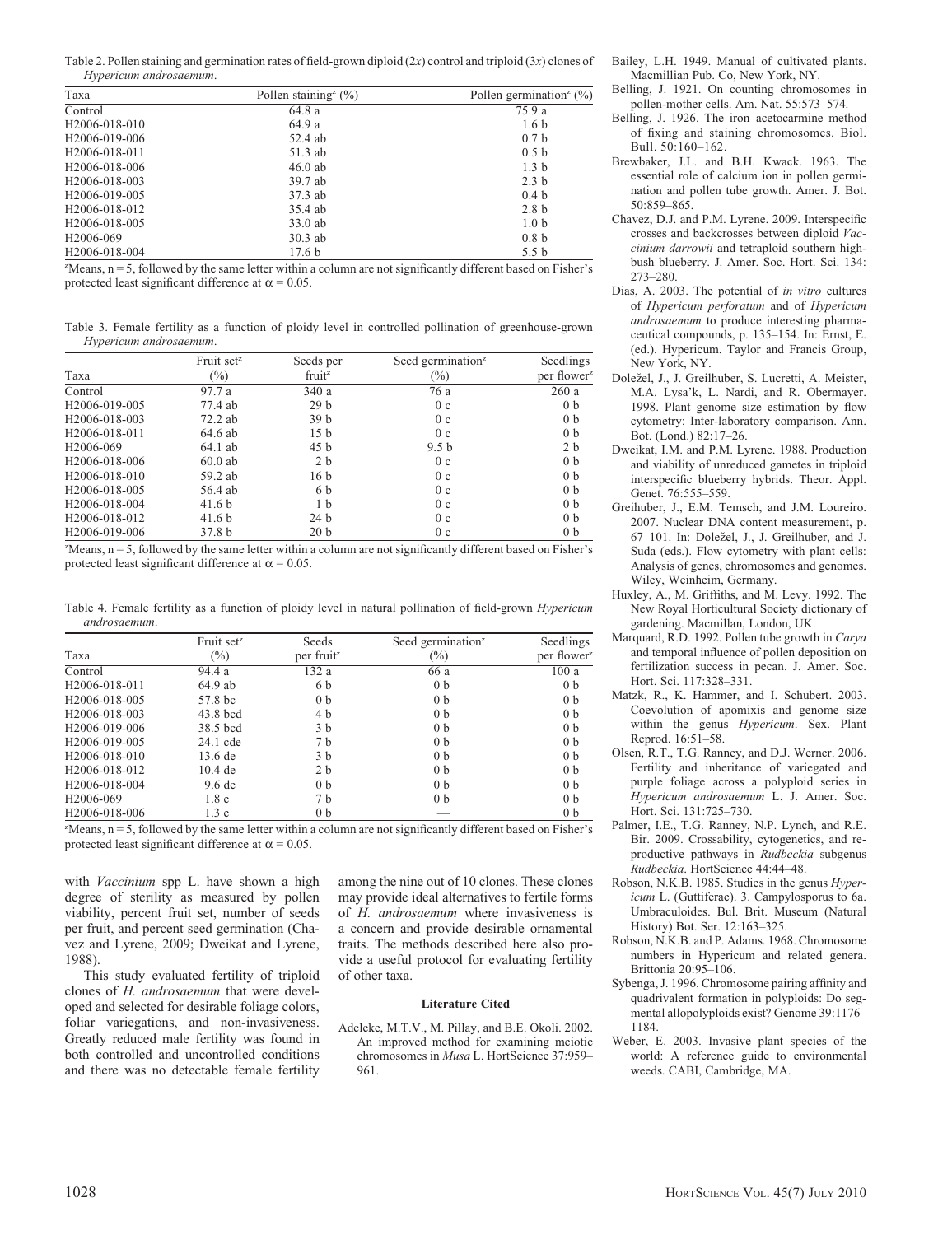Table 2. Pollen staining and germination rates of field-grown diploid (2*x*) control and triploid (3*x*) clones of *Hypericum androsaemum*.

| Taxa | Pollen staining[z] (%) | Pollen germination[z] (%) |
|---|---|---|
| Control | 64.8 a | 75.9 a |
| H2006-018-010 | 64.9 a | 1.6 b |
| H2006-019-006 | 52.4 ab | 0.7 b |
| H2006-018-011 | 51.3 ab | 0.5 b |
| H2006-018-006 | 46.0 ab | 1.3 b |
| H2006-018-003 | 39.7 ab | 2.3 b |
| H2006-019-005 | 37.3 ab | 0.4 b |
| H2006-018-012 | 35.4 ab | 2.8 b |
| H2006-018-005 | 33.0 ab | 1.0 b |
| H2006-069 | 30.3 ab | 0.8 b |
| H2006-018-004 | 17.6 b | 5.5 b |

[z]Means, n = 5, followed by the same letter within a column are not significantly different based on Fisher's protected least significant difference at $\alpha = 0.05$.

Table 3. Female fertility as a function of ploidy level in controlled pollination of greenhouse-grown *Hypericum androsaemum*.

| Taxa | Fruit set[z] (%) | Seeds per fruit[z] | Seed germination[z] (%) | Seedlings per flower[z] |
|---|---|---|---|---|
| Control | 97.7 a | 340 a | 76 a | 260 a |
| H2006-019-005 | 77.4 ab | 29 b | 0 c | 0 b |
| H2006-018-003 | 72.2 ab | 39 b | 0 c | 0 b |
| H2006-018-011 | 64.6 ab | 15 b | 0 c | 0 b |
| H2006-069 | 64.1 ab | 45 b | 9.5 b | 2 b |
| H2006-018-006 | 60.0 ab | 2 b | 0 c | 0 b |
| H2006-018-010 | 59.2 ab | 16 b | 0 c | 0 b |
| H2006-018-005 | 56.4 ab | 6 b | 0 c | 0 b |
| H2006-018-004 | 41.6 b | 1 b | 0 c | 0 b |
| H2006-018-012 | 41.6 b | 24 b | 0 c | 0 b |
| H2006-019-006 | 37.8 b | 20 b | 0 c | 0 b |

[z]Means, n = 5, followed by the same letter within a column are not significantly different based on Fisher's protected least significant difference at $\alpha = 0.05$.

Table 4. Female fertility as a function of ploidy level in natural pollination of field-grown *Hypericum androsaemum*.

| Taxa | Fruit set[z] (%) | Seeds per fruit[z] | Seed germination[z] (%) | Seedlings per flower[z] |
|---|---|---|---|---|
| Control | 94.4 a | 132 a | 66 a | 100 a |
| H2006-018-011 | 64.9 ab | 6 b | 0 b | 0 b |
| H2006-018-005 | 57.8 bc | 0 b | 0 b | 0 b |
| H2006-018-003 | 43.8 bcd | 4 b | 0 b | 0 b |
| H2006-019-006 | 38.5 bcd | 3 b | 0 b | 0 b |
| H2006-019-005 | 24.1 cde | 7 b | 0 b | 0 b |
| H2006-018-010 | 13.6 de | 3 b | 0 b | 0 b |
| H2006-018-012 | 10.4 de | 2 b | 0 b | 0 b |
| H2006-018-004 | 9.6 de | 0 b | 0 b | 0 b |
| H2006-069 | 1.8 e | 7 b | 0 b | 0 b |
| H2006-018-006 | 1.3 e | 0 b | — | 0 b |

[z]Means, n = 5, followed by the same letter within a column are not significantly different based on Fisher's protected least significant difference at $\alpha = 0.05$.

with *Vaccinium* spp L. have shown a high degree of sterility as measured by pollen viability, percent fruit set, number of seeds per fruit, and percent seed germination (Chavez and Lyrene, 2009; Dweikat and Lyrene, 1988).

This study evaluated fertility of triploid clones of *H. androsaemum* that were developed and selected for desirable foliage colors, foliar variegations, and non-invasiveness. Greatly reduced male fertility was found in both controlled and uncontrolled conditions and there was no detectable female fertility among the nine out of 10 clones. These clones may provide ideal alternatives to fertile forms of *H. androsaemum* where invasiveness is a concern and provide desirable ornamental traits. The methods described here also provide a useful protocol for evaluating fertility of other taxa.

## Literature Cited

Adeleke, M.T.V., M. Pillay, and B.E. Okoli. 2002. An improved method for examining meiotic chromosomes in *Musa* L. HortScience 37:959–961.

Bailey, L.H. 1949. Manual of cultivated plants. Macmillian Pub. Co, New York, NY.

Belling, J. 1921. On counting chromosomes in pollen-mother cells. Am. Nat. 55:573–574.

Belling, J. 1926. The iron–acetocarmine method of fixing and staining chromosomes. Biol. Bull. 50:160–162.

Brewbaker, J.L. and B.H. Kwack. 1963. The essential role of calcium ion in pollen germination and pollen tube growth. Amer. J. Bot. 50:859–865.

Chavez, D.J. and P.M. Lyrene. 2009. Interspecific crosses and backcrosses between diploid *Vaccinium darrowii* and tetraploid southern highbush blueberry. J. Amer. Soc. Hort. Sci. 134: 273–280.

Dias, A. 2003. The potential of *in vitro* cultures of *Hypericum perforatum* and of *Hypericum androsaemum* to produce interesting pharmaceutical compounds, p. 135–154. In: Ernst, E. (ed.). Hypericum. Taylor and Francis Group, New York, NY.

Doležel, J., J. Greilhuber, S. Lucretti, A. Meister, M.A. Lysa'k, L. Nardi, and R. Obermayer. 1998. Plant genome size estimation by flow cytometry: Inter-laboratory comparison. Ann. Bot. (Lond.) 82:17–26.

Dweikat, I.M. and P.M. Lyrene. 1988. Production and viability of unreduced gametes in triploid interspecific blueberry hybrids. Theor. Appl. Genet. 76:555–559.

Greihuber, J., E.M. Temsch, and J.M. Loureiro. 2007. Nuclear DNA content measurement, p. 67–101. In: Doležel, J., J. Greilhuber, and J. Suda (eds.). Flow cytometry with plant cells: Analysis of genes, chromosomes and genomes. Wiley, Weinheim, Germany.

Huxley, A., M. Griffiths, and M. Levy. 1992. The New Royal Horticultural Society dictionary of gardening. Macmillan, London, UK.

Marquard, R.D. 1992. Pollen tube growth in *Carya* and temporal influence of pollen deposition on fertilization success in pecan. J. Amer. Soc. Hort. Sci. 117:328–331.

Matzk, R., K. Hammer, and I. Schubert. 2003. Coevolution of apomixis and genome size within the genus *Hypericum*. Sex. Plant Reprod. 16:51–58.

Olsen, R.T., T.G. Ranney, and D.J. Werner. 2006. Fertility and inheritance of variegated and purple foliage across a polyploid series in *Hypericum androsaemum* L. J. Amer. Soc. Hort. Sci. 131:725–730.

Palmer, I.E., T.G. Ranney, N.P. Lynch, and R.E. Bir. 2009. Crossability, cytogenetics, and reproductive pathways in *Rudbeckia* subgenus *Rudbeckia*. HortScience 44:44–48.

Robson, N.K.B. 1985. Studies in the genus *Hypericum* L. (Guttiferae). 3. Campylosporus to 6a. Umbraculoides. Bul. Brit. Museum (Natural History) Bot. Ser. 12:163–325.

Robson, N.K.B. and P. Adams. 1968. Chromosome numbers in Hypericum and related genera. Brittonia 20:95–106.

Sybenga, J. 1996. Chromosome pairing affinity and quadrivalent formation in polyploids: Do segmental allopolyploids exist? Genome 39:1176–1184.

Weber, E. 2003. Invasive plant species of the world: A reference guide to environmental weeds. CABI, Cambridge, MA.